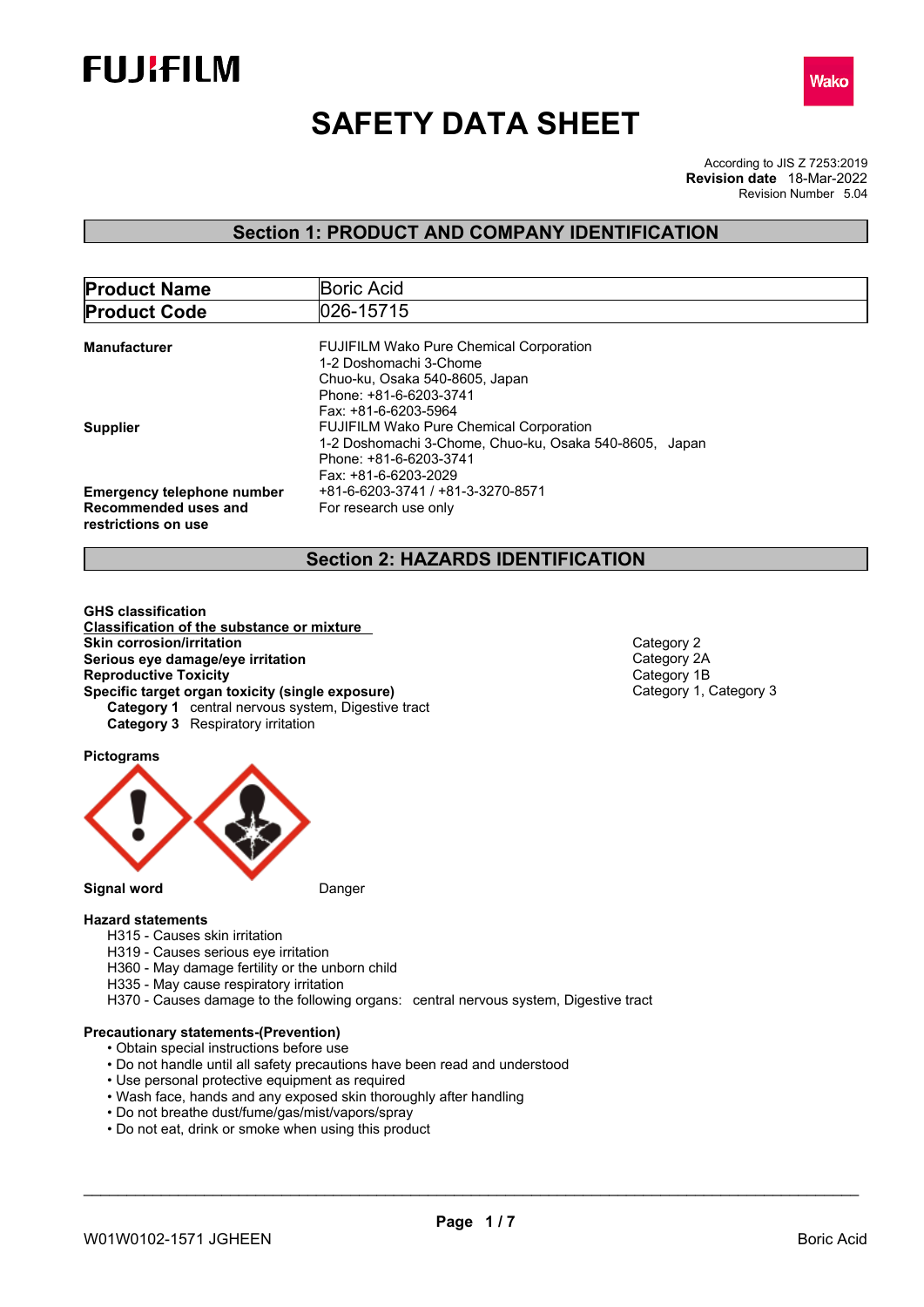FUJIFILM

Wako

# SAFETY DATA SHEET

According to JIS Z 7253:2019
**Revision date** 18-Mar-2022
Revision Number 5.04

## Section 1: PRODUCT AND COMPANY IDENTIFICATION

| **Product Name** | Boric Acid |
|---|---|
| **Product Code** | 026-15715 |

**Manufacturer**
FUJIFILM Wako Pure Chemical Corporation
1-2 Doshomachi 3-Chome
Chuo-ku, Osaka 540-8605, Japan
Phone: +81-6-6203-3741
Fax: +81-6-6203-5964

**Supplier**
FUJIFILM Wako Pure Chemical Corporation
1-2 Doshomachi 3-Chome, Chuo-ku, Osaka 540-8605, Japan
Phone: +81-6-6203-3741
Fax: +81-6-6203-2029

**Emergency telephone number** +81-6-6203-3741 / +81-3-3270-8571

**Recommended uses and restrictions on use** For research use only

## Section 2: HAZARDS IDENTIFICATION

**GHS classification**

**Classification of the substance or mixture**

| | |
|---|---|
| **Skin corrosion/irritation** | Category 2 |
| **Serious eye damage/eye irritation** | Category 2A |
| **Reproductive Toxicity** | Category 1B |
| **Specific target organ toxicity (single exposure)** | Category 1, Category 3 |

**Category 1** central nervous system, Digestive tract
**Category 3** Respiratory irritation

**Pictograms**

**Signal word** Danger

**Hazard statements**

H315 - Causes skin irritation
H319 - Causes serious eye irritation
H360 - May damage fertility or the unborn child
H335 - May cause respiratory irritation
H370 - Causes damage to the following organs: central nervous system, Digestive tract

**Precautionary statements-(Prevention)**

- Obtain special instructions before use
- Do not handle until all safety precautions have been read and understood
- Use personal protective equipment as required
- Wash face, hands and any exposed skin thoroughly after handling
- Do not breathe dust/fume/gas/mist/vapors/spray
- Do not eat, drink or smoke when using this product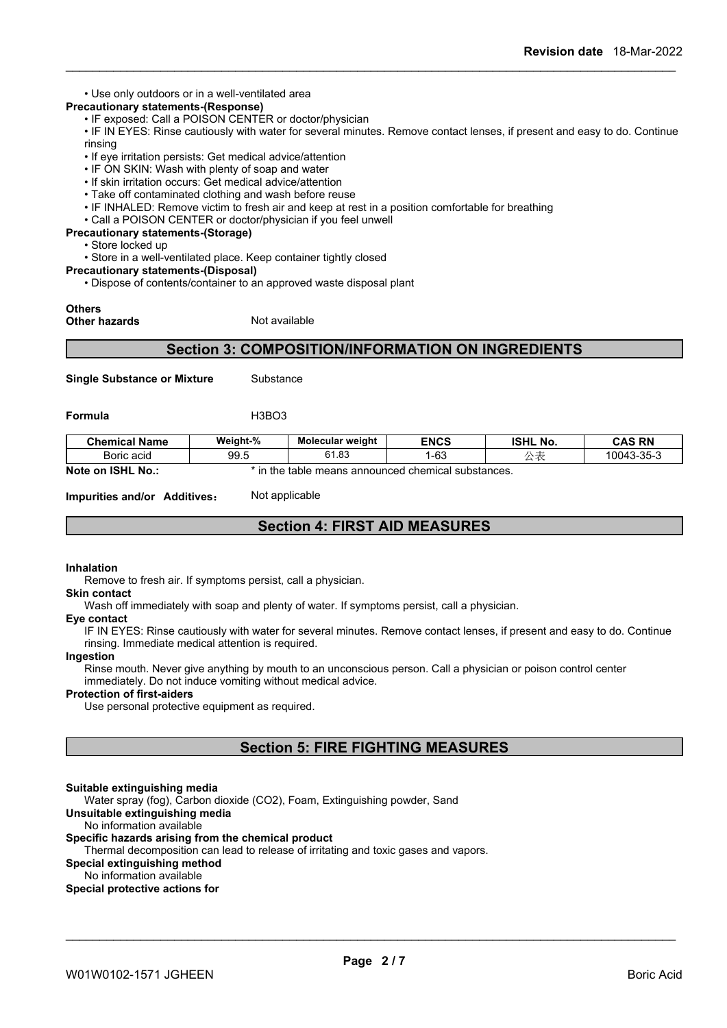• Use only outdoors or in a well-ventilated area

**Precautionary statements-(Response)**

• IF exposed: Call a POISON CENTER or doctor/physician
• IF IN EYES: Rinse cautiously with water for several minutes. Remove contact lenses, if present and easy to do. Continue rinsing
• If eye irritation persists: Get medical advice/attention
• IF ON SKIN: Wash with plenty of soap and water
• If skin irritation occurs: Get medical advice/attention
• Take off contaminated clothing and wash before reuse
• IF INHALED: Remove victim to fresh air and keep at rest in a position comfortable for breathing
• Call a POISON CENTER or doctor/physician if you feel unwell

**Precautionary statements-(Storage)**

• Store locked up
• Store in a well-ventilated place. Keep container tightly closed

**Precautionary statements-(Disposal)**

• Dispose of contents/container to an approved waste disposal plant

**Others**

**Other hazards** Not available

## Section 3: COMPOSITION/INFORMATION ON INGREDIENTS

**Single Substance or Mixture** Substance

**Formula** $H_3BO_3$

| Chemical Name | Weight-% | Molecular weight | ENCS | ISHL No. | CAS RN |
|---|---|---|---|---|---|
| Boric acid | 99.5 | 61.83 | 1-63 | 公表 | 10043-35-3 |

**Note on ISHL No.:** * in the table means announced chemical substances.

**Impurities and/or Additives**： Not applicable

## Section 4: FIRST AID MEASURES

**Inhalation**

Remove to fresh air. If symptoms persist, call a physician.

**Skin contact**

Wash off immediately with soap and plenty of water. If symptoms persist, call a physician.

**Eye contact**

IF IN EYES: Rinse cautiously with water for several minutes. Remove contact lenses, if present and easy to do. Continue rinsing. Immediate medical attention is required.

**Ingestion**

Rinse mouth. Never give anything by mouth to an unconscious person. Call a physician or poison control center immediately. Do not induce vomiting without medical advice.

**Protection of first-aiders**

Use personal protective equipment as required.

## Section 5: FIRE FIGHTING MEASURES

**Suitable extinguishing media**

Water spray (fog), Carbon dioxide ($CO_2$), Foam, Extinguishing powder, Sand

**Unsuitable extinguishing media**

No information available

**Specific hazards arising from the chemical product**

Thermal decomposition can lead to release of irritating and toxic gases and vapors.

**Special extinguishing method**

No information available

**Special protective actions for**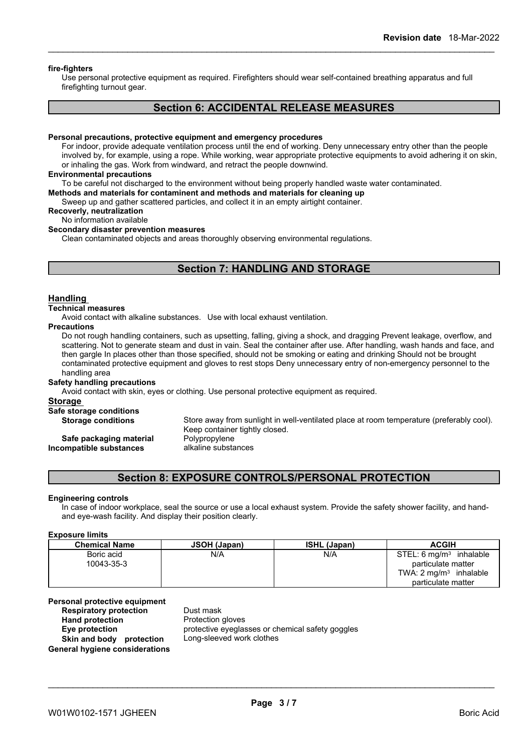**fire-fighters**

Use personal protective equipment as required. Firefighters should wear self-contained breathing apparatus and full firefighting turnout gear.

## Section 6: ACCIDENTAL RELEASE MEASURES

**Personal precautions, protective equipment and emergency procedures**

For indoor, provide adequate ventilation process until the end of working. Deny unnecessary entry other than the people involved by, for example, using a rope. While working, wear appropriate protective equipments to avoid adhering it on skin, or inhaling the gas. Work from windward, and retract the people downwind.

**Environmental precautions**

To be careful not discharged to the environment without being properly handled waste water contaminated.

**Methods and materials for contaminent and methods and materials for cleaning up**

Sweep up and gather scattered particles, and collect it in an empty airtight container.

**Recoverly, neutralization**

No information available

**Secondary disaster prevention measures**

Clean contaminated objects and areas thoroughly observing environmental regulations.

## Section 7: HANDLING AND STORAGE

### Handling

**Technical measures**

Avoid contact with alkaline substances. Use with local exhaust ventilation.

**Precautions**

Do not rough handling containers, such as upsetting, falling, giving a shock, and dragging Prevent leakage, overflow, and scattering. Not to generate steam and dust in vain. Seal the container after use. After handling, wash hands and face, and then gargle In places other than those specified, should not be smoking or eating and drinking Should not be brought contaminated protective equipment and gloves to rest stops Deny unnecessary entry of non-emergency personnel to the handling area

**Safety handling precautions**

Avoid contact with skin, eyes or clothing. Use personal protective equipment as required.

### Storage

**Safe storage conditions**

**Storage conditions** Store away from sunlight in well-ventilated place at room temperature (preferably cool). Keep container tightly closed.

**Safe packaging material** Polypropylene

**Incompatible substances** alkaline substances

## Section 8: EXPOSURE CONTROLS/PERSONAL PROTECTION

**Engineering controls**

In case of indoor workplace, seal the source or use a local exhaust system. Provide the safety shower facility, and hand- and eye-wash facility. And display their position clearly.

**Exposure limits**

| Chemical Name | JSOH (Japan) | ISHL (Japan) | ACGIH |
|---|---|---|---|
| Boric acid 10043-35-3 | N/A | N/A | STEL: 6 mg/m$^3$ inhalable particulate matter TWA: 2 mg/m$^3$ inhalable particulate matter |

**Personal protective equipment**

**Respiratory protection** Dust mask

**Hand protection** Protection gloves

**Eye protection** protective eyeglasses or chemical safety goggles

**Skin and body protection** Long-sleeved work clothes

**General hygiene considerations**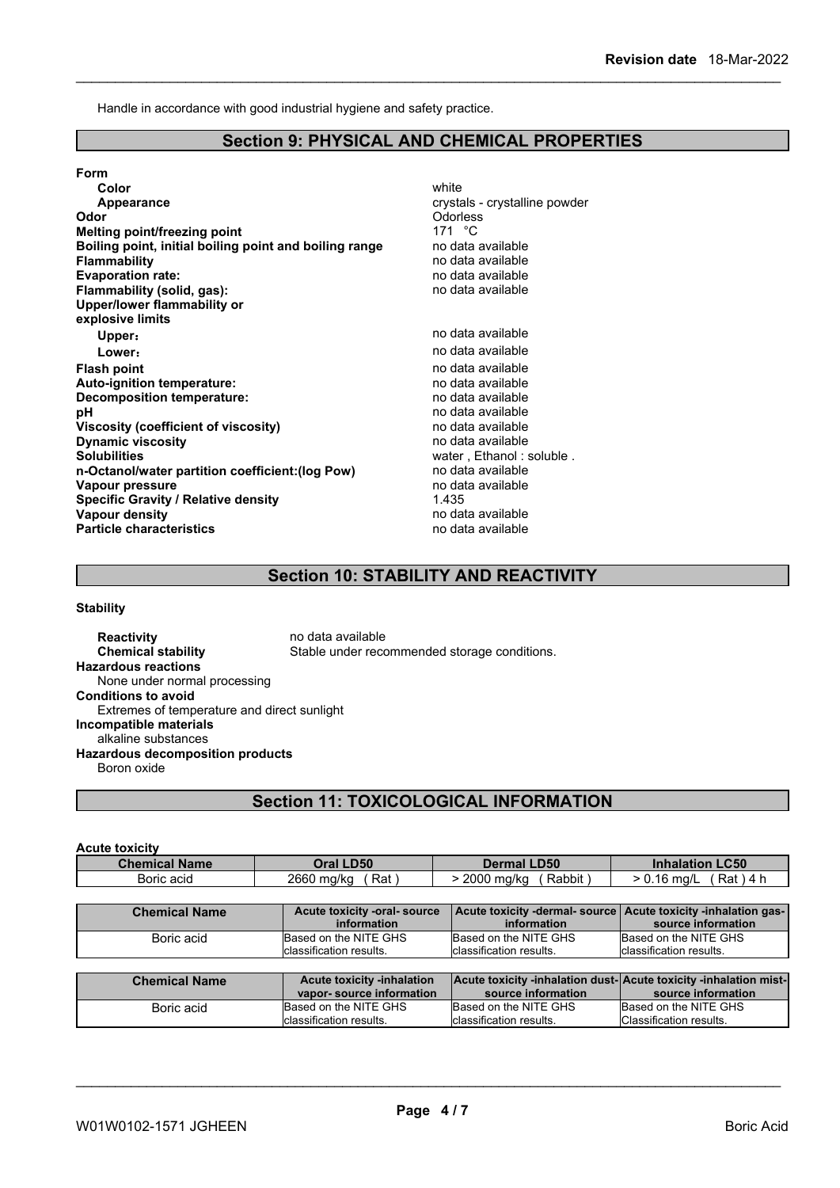Handle in accordance with good industrial hygiene and safety practice.

## Section 9: PHYSICAL AND CHEMICAL PROPERTIES

**Form**

| | |
|---|---|
| **Color** | white |
| **Appearance** | crystals - crystalline powder |
| **Odor** | Odorless |
| **Melting point/freezing point** | 171 °C |
| **Boiling point, initial boiling point and boiling range** | no data available |
| **Flammability** | no data available |
| **Evaporation rate:** | no data available |
| **Flammability (solid, gas):** | no data available |
| **Upper/lower flammability or explosive limits** | |
| **Upper:** | no data available |
| **Lower:** | no data available |
| **Flash point** | no data available |
| **Auto-ignition temperature:** | no data available |
| **Decomposition temperature:** | no data available |
| **pH** | no data available |
| **Viscosity (coefficient of viscosity)** | no data available |
| **Dynamic viscosity** | no data available |
| **Solubilities** | water , Ethanol : soluble . |
| **n-Octanol/water partition coefficient:(log Pow)** | no data available |
| **Vapour pressure** | no data available |
| **Specific Gravity / Relative density** | 1.435 |
| **Vapour density** | no data available |
| **Particle characteristics** | no data available |

## Section 10: STABILITY AND REACTIVITY

**Stability**

**Reactivity** no data available
**Chemical stability** Stable under recommended storage conditions.

**Hazardous reactions**
None under normal processing

**Conditions to avoid**
Extremes of temperature and direct sunlight

**Incompatible materials**
alkaline substances

**Hazardous decomposition products**
Boron oxide

## Section 11: TOXICOLOGICAL INFORMATION

**Acute toxicity**

| Chemical Name | Oral LD50 | Dermal LD50 | Inhalation LC50 |
|---|---|---|---|
| Boric acid | 2660 mg/kg ( Rat ) | > 2000 mg/kg ( Rabbit ) | > 0.16 mg/L ( Rat ) 4 h |

| Chemical Name | Acute toxicity -oral- source information | Acute toxicity -dermal- source information | Acute toxicity -inhalation gas- source information |
|---|---|---|---|
| Boric acid | Based on the NITE GHS classification results. | Based on the NITE GHS classification results. | Based on the NITE GHS classification results. |

| Chemical Name | Acute toxicity -inhalation vapor- source information | Acute toxicity -inhalation dust- source information | Acute toxicity -inhalation mist- source information |
|---|---|---|---|
| Boric acid | Based on the NITE GHS classification results. | Based on the NITE GHS classification results. | Based on the NITE GHS Classification results. |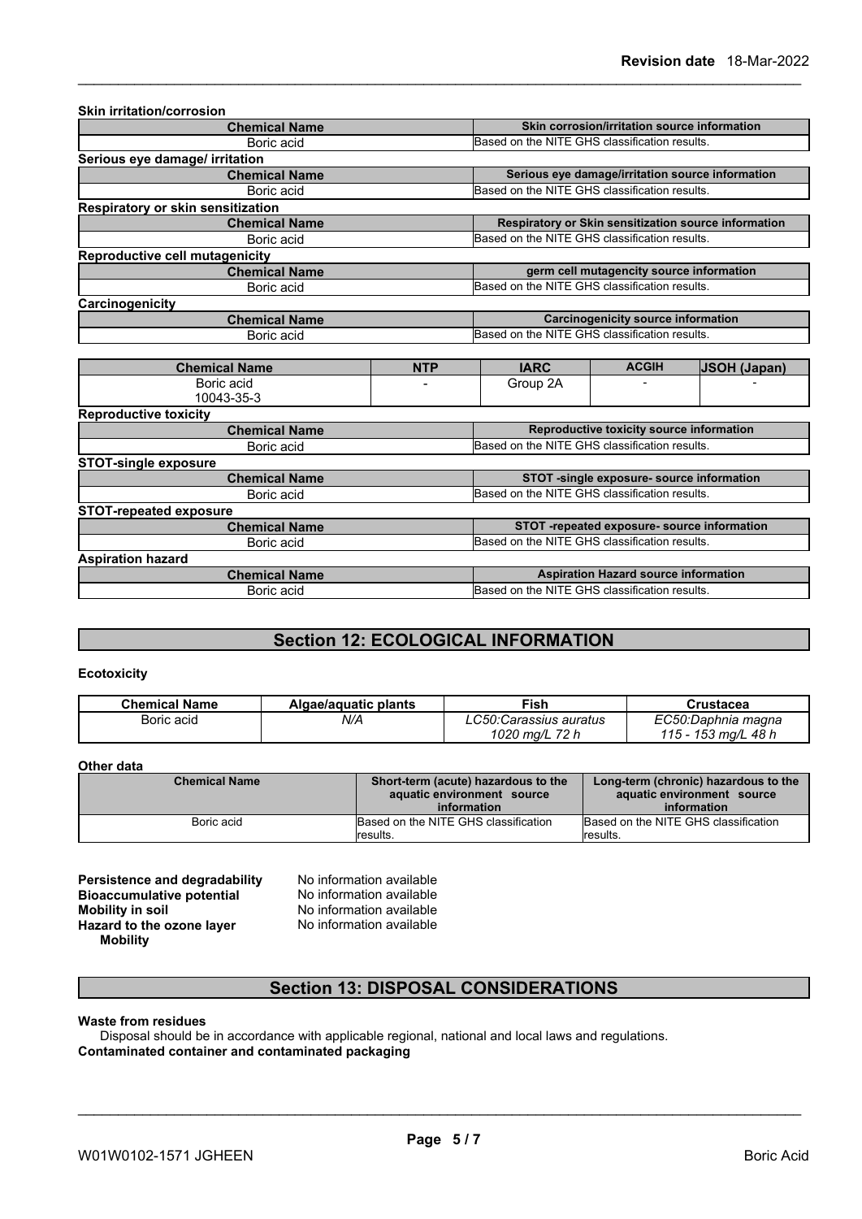**Skin irritation/corrosion**

| Chemical Name | Skin corrosion/irritation source information |
| --- | --- |
| Boric acid | Based on the NITE GHS classification results. |

**Serious eye damage/ irritation**

| Chemical Name | Serious eye damage/irritation source information |
| --- | --- |
| Boric acid | Based on the NITE GHS classification results. |

**Respiratory or skin sensitization**

| Chemical Name | Respiratory or Skin sensitization source information |
| --- | --- |
| Boric acid | Based on the NITE GHS classification results. |

**Reproductive cell mutagenicity**

| Chemical Name | germ cell mutagencity source information |
| --- | --- |
| Boric acid | Based on the NITE GHS classification results. |

**Carcinogenicity**

| Chemical Name | Carcinogenicity source information |
| --- | --- |
| Boric acid | Based on the NITE GHS classification results. |

| Chemical Name | NTP | IARC | ACGIH | JSOH (Japan) |
| --- | --- | --- | --- | --- |
| Boric acid<br>10043-35-3 | - | Group 2A | - | - |

**Reproductive toxicity**

| Chemical Name | Reproductive toxicity source information |
| --- | --- |
| Boric acid | Based on the NITE GHS classification results. |

**STOT-single exposure**

| Chemical Name | STOT -single exposure- source information |
| --- | --- |
| Boric acid | Based on the NITE GHS classification results. |

**STOT-repeated exposure**

| Chemical Name | STOT -repeated exposure- source information |
| --- | --- |
| Boric acid | Based on the NITE GHS classification results. |

**Aspiration hazard**

| Chemical Name | Aspiration Hazard source information |
| --- | --- |
| Boric acid | Based on the NITE GHS classification results. |

## Section 12: ECOLOGICAL INFORMATION

**Ecotoxicity**

| Chemical Name | Algae/aquatic plants | Fish | Crustacea |
| --- | --- | --- | --- |
| Boric acid | *N/A* | *LC50:Carassius auratus 1020 mg/L 72 h* | *EC50:Daphnia magna 115 - 153 mg/L 48 h* |

**Other data**

| Chemical Name | Short-term (acute) hazardous to the aquatic environment source information | Long-term (chronic) hazardous to the aquatic environment source information |
| --- | --- | --- |
| Boric acid | Based on the NITE GHS classification results. | Based on the NITE GHS classification results. |

**Persistence and degradability** No information available
**Bioaccumulative potential** No information available
**Mobility in soil** No information available
**Hazard to the ozone layer** No information available
**Mobility**

## Section 13: DISPOSAL CONSIDERATIONS

**Waste from residues**

Disposal should be in accordance with applicable regional, national and local laws and regulations.

**Contaminated container and contaminated packaging**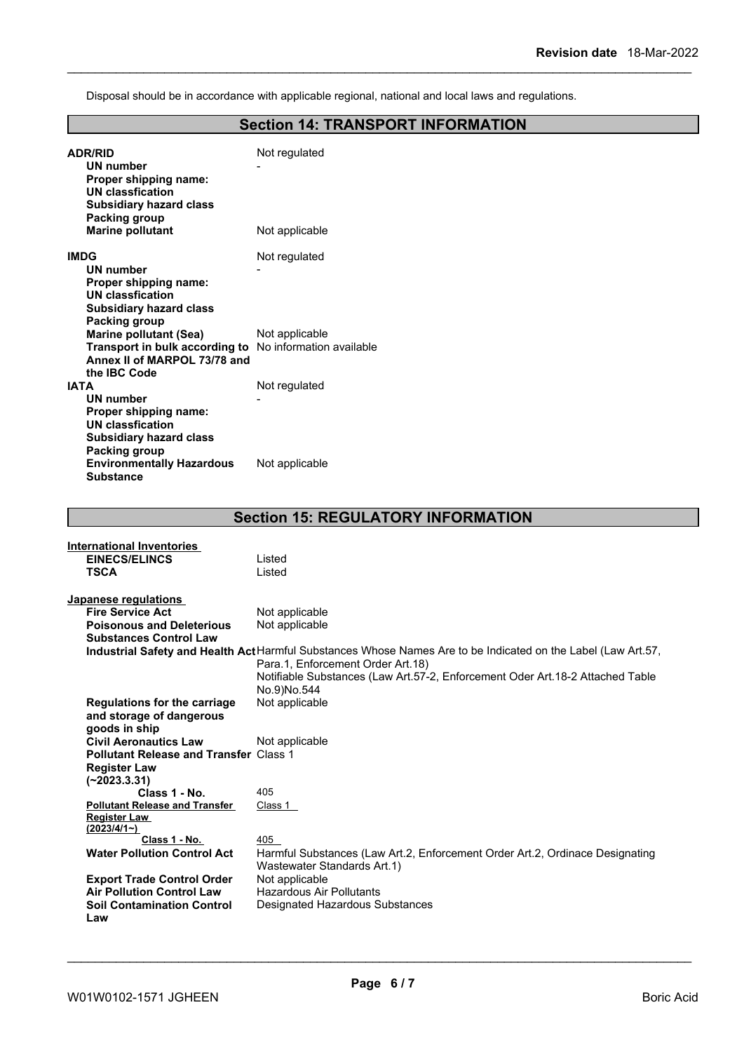Disposal should be in accordance with applicable regional, national and local laws and regulations.

## Section 14: TRANSPORT INFORMATION

| | |
|---|---|
| **ADR/RID** | Not regulated |
| **UN number** | - |
| **Proper shipping name:** | |
| **UN classfication** | |
| **Subsidiary hazard class** | |
| **Packing group** | |
| **Marine pollutant** | Not applicable |

| | |
|---|---|
| **IMDG** | Not regulated |
| **UN number** | - |
| **Proper shipping name:** | |
| **UN classfication** | |
| **Subsidiary hazard class** | |
| **Packing group** | |
| **Marine pollutant (Sea)** | Not applicable |
| **Transport in bulk according to Annex II of MARPOL 73/78 and the IBC Code** | No information available |

| | |
|---|---|
| **IATA** | Not regulated |
| **UN number** | - |
| **Proper shipping name:** | |
| **UN classfication** | |
| **Subsidiary hazard class** | |
| **Packing group** | |
| **Environmentally Hazardous Substance** | Not applicable |

## Section 15: REGULATORY INFORMATION

**International Inventories**

| | |
|---|---|
| **EINECS/ELINCS** | Listed |
| **TSCA** | Listed |

**Japanese regulations**

| | |
|---|---|
| **Fire Service Act** | Not applicable |
| **Poisonous and Deleterious Substances Control Law** | Not applicable |
| **Industrial Safety and Health Act** | Harmful Substances Whose Names Are to be Indicated on the Label (Law Art.57, Para.1, Enforcement Order Art.18)<br>Notifiable Substances (Law Art.57-2, Enforcement Oder Art.18-2 Attached Table No.9)No.544 |
| **Regulations for the carriage and storage of dangerous goods in ship** | Not applicable |
| **Civil Aeronautics Law** | Not applicable |
| **Pollutant Release and Transfer Register Law (~2023.3.31)** | Class 1 |
| **Class 1 - No.** | 405 |
| **Pollutant Release and Transfer Register Law (2023/4/1~)** | Class 1 |
| **Class 1 - No.** | 405 |
| **Water Pollution Control Act** | Harmful Substances (Law Art.2, Enforcement Order Art.2, Ordinace Designating Wastewater Standards Art.1) |
| **Export Trade Control Order** | Not applicable |
| **Air Pollution Control Law** | Hazardous Air Pollutants |
| **Soil Contamination Control Law** | Designated Hazardous Substances |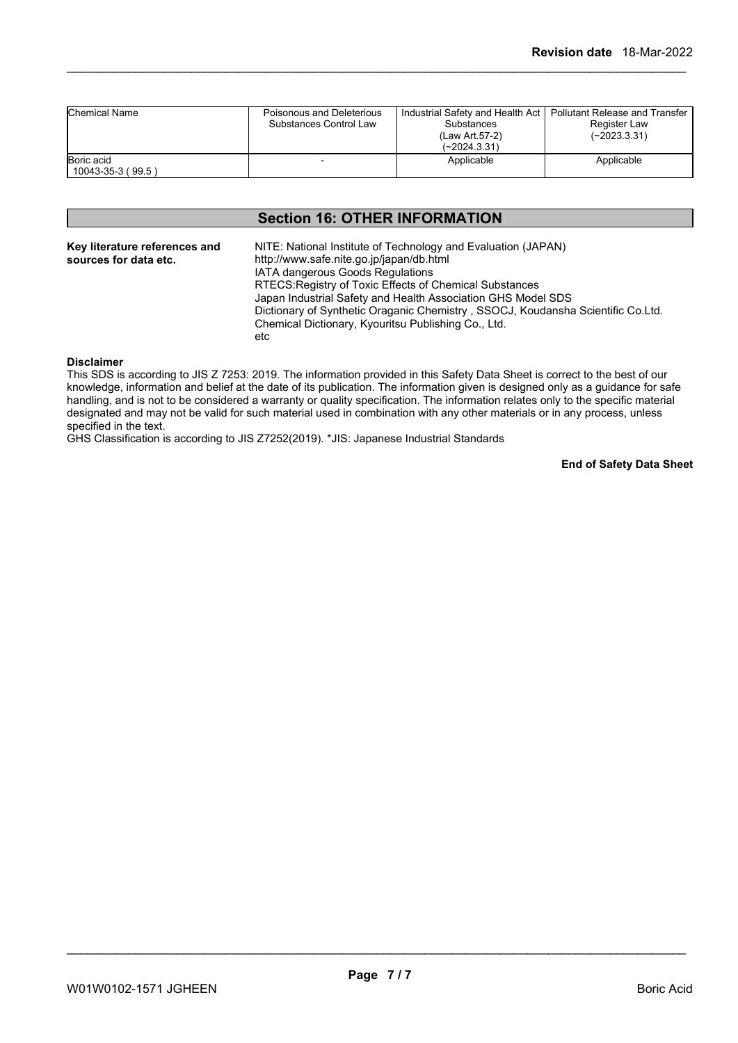| Chemical Name | Poisonous and Deleterious Substances Control Law | Industrial Safety and Health Act Substances (Law Art.57-2) (~2024.3.31) | Pollutant Release and Transfer Register Law (~2023.3.31) |
|---|---|---|---|
| Boric acid 10043-35-3 ( 99.5 ) | - | Applicable | Applicable |

## Section 16: OTHER INFORMATION

**Key literature references and sources for data etc.**

NITE: National Institute of Technology and Evaluation (JAPAN)
http://www.safe.nite.go.jp/japan/db.html
IATA dangerous Goods Regulations
RTECS:Registry of Toxic Effects of Chemical Substances
Japan Industrial Safety and Health Association GHS Model SDS
Dictionary of Synthetic Oraganic Chemistry , SSOCJ, Koudansha Scientific Co.Ltd.
Chemical Dictionary, Kyouritsu Publishing Co., Ltd.
etc

**Disclaimer**

This SDS is according to JIS Z 7253: 2019. The information provided in this Safety Data Sheet is correct to the best of our knowledge, information and belief at the date of its publication. The information given is designed only as a guidance for safe handling, and is not to be considered a warranty or quality specification. The information relates only to the specific material designated and may not be valid for such material used in combination with any other materials or in any process, unless specified in the text.

GHS Classification is according to JIS Z7252(2019). *JIS: Japanese Industrial Standards

**End of Safety Data Sheet**